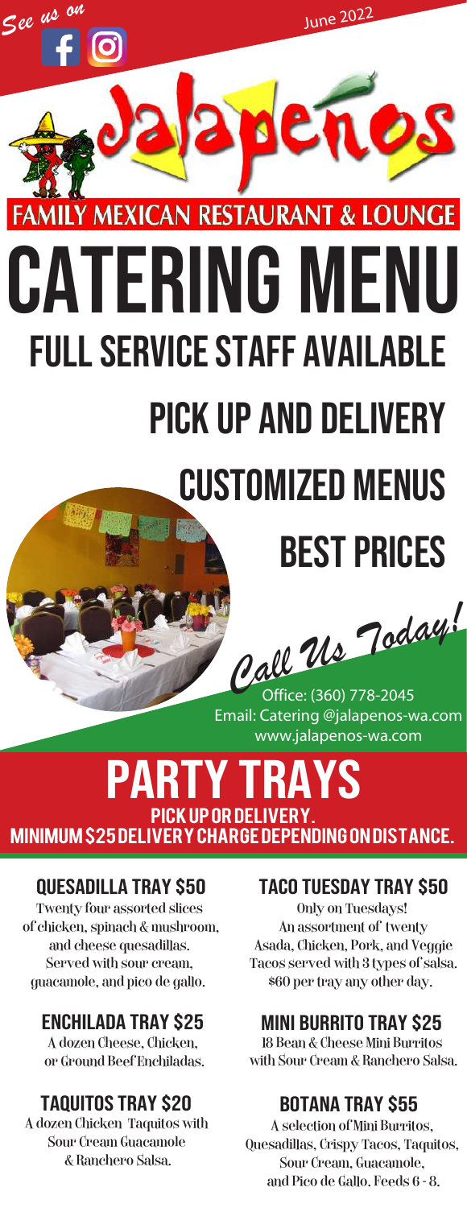See us on

June 2022

# Jalapeños

FAMILY MEXICAN RESTAURANT & LOUNGE

# CATERING MENU

## FULL SERVICE STAFF AVAILABLE

## PICK UP AND DELIVERY

## CUSTOMIZED MENUS

## BEST PRICES

*Call Us Today!*

Office: (360) 778-2045
Email: Catering @jalapenos-wa.com
www.jalapenos-wa.com

# PARTY TRAYS

**PICK UP OR DELIVERY.**
**MINIMUM $25 DELIVERY CHARGE DEPENDING ON DISTANCE.**

### QUESADILLA TRAY $50

Twenty four assorted slices of chicken, spinach & mushroom, and cheese quesadillas. Served with sour cream, guacamole, and pico de gallo.

### ENCHILADA TRAY $25

A dozen Cheese, Chicken, or Ground Beef Enchiladas.

### TAQUITOS TRAY $20

A dozen Chicken Taquitos with Sour Cream Guacamole & Ranchero Salsa.

### TACO TUESDAY TRAY $50

Only on Tuesdays! An assortment of twenty Asada, Chicken, Pork, and Veggie Tacos served with 3 types of salsa. $60 per tray any other day.

### MINI BURRITO TRAY $25

18 Bean & Cheese Mini Burritos with Sour Cream & Ranchero Salsa.

### BOTANA TRAY $55

A selection of Mini Burritos, Quesadillas, Crispy Tacos, Taquitos, Sour Cream, Guacamole, and Pico de Gallo. Feeds 6 - 8.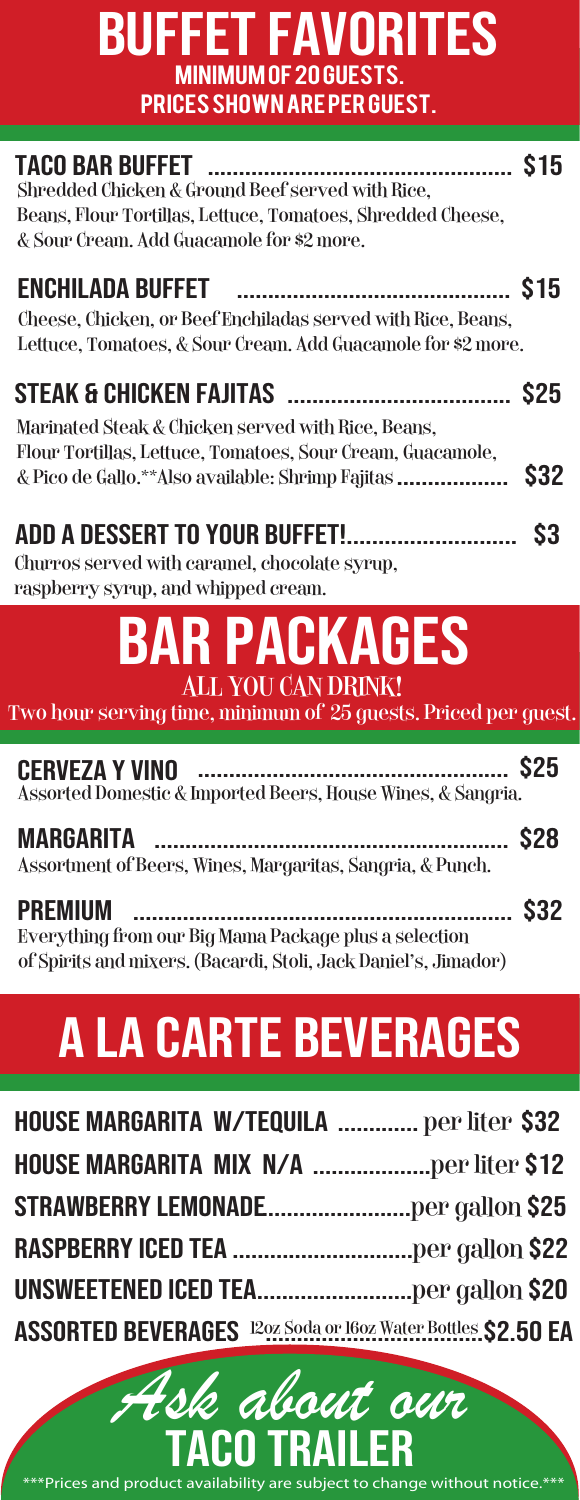# BUFFET FAVORITES

**MINIMUM OF 20 GUESTS. PRICES SHOWN ARE PER GUEST.**

### TACO BAR BUFFET .................................................. $15

Shredded Chicken & Ground Beef served with Rice, Beans, Flour Tortillas, Lettuce, Tomatoes, Shredded Cheese, & Sour Cream. Add Guacamole for $2 more.

### ENCHILADA BUFFET ............................................. $15

Cheese, Chicken, or Beef Enchiladas served with Rice, Beans, Lettuce, Tomatoes, & Sour Cream. Add Guacamole for $2 more.

### STEAK & CHICKEN FAJITAS .................................... $25

Marinated Steak & Chicken served with Rice, Beans, Flour Tortillas, Lettuce, Tomatoes, Sour Cream, Guacamole, & Pico de Gallo.**Also available: Shrimp Fajitas .................. $32

### ADD A DESSERT TO YOUR BUFFET!........................... $3

Churros served with caramel, chocolate syrup, raspberry syrup, and whipped cream.

# BAR PACKAGES

**ALL YOU CAN DRINK!**

Two hour serving time, minimum of 25 guests. Priced per guest.

### CERVEZA Y VINO .................................................. $25

Assorted Domestic & Imported Beers, House Wines, & Sangria.

### MARGARITA ........................................................... $28

Assortment of Beers, Wines, Margaritas, Sangria, & Punch.

### PREMIUM ............................................................... $32

Everything from our Big Mama Package plus a selection of Spirits and mixers. (Bacardi, Stoli, Jack Daniel's, Jimador)

# A LA CARTE BEVERAGES

**HOUSE MARGARITA W/TEQUILA** ............. per liter **$32**

**HOUSE MARGARITA MIX N/A** ...................per liter **$12**

**STRAWBERRY LEMONADE**.......................per gallon **$25**

**RASPBERRY ICED TEA** .............................per gallon **$22**

**UNSWEETENED ICED TEA**.........................per gallon **$20**

**ASSORTED BEVERAGES** 12oz Soda or 16oz Water Bottles **$2.50 EA**

*Ask about our*

## TACO TRAILER

***Prices and product availability are subject to change without notice.***